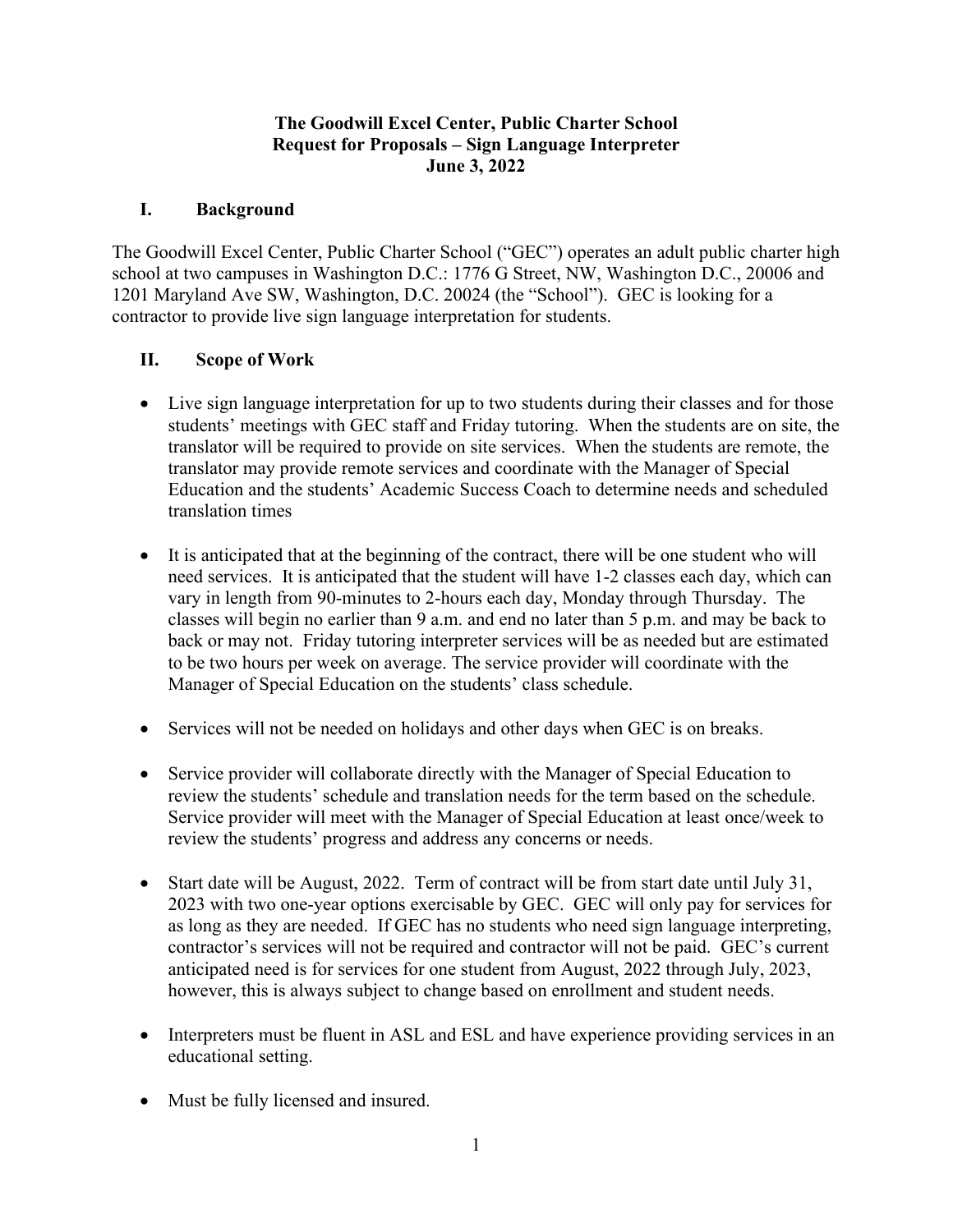# The Goodwill Excel Center, Public Charter School
## Request for Proposals – Sign Language Interpreter
### June 3, 2022

## I. Background

The Goodwill Excel Center, Public Charter School ("GEC") operates an adult public charter high school at two campuses in Washington D.C.: 1776 G Street, NW, Washington D.C., 20006 and 1201 Maryland Ave SW, Washington, D.C. 20024 (the "School"). GEC is looking for a contractor to provide live sign language interpretation for students.

## II. Scope of Work

- Live sign language interpretation for up to two students during their classes and for those students' meetings with GEC staff and Friday tutoring. When the students are on site, the translator will be required to provide on site services. When the students are remote, the translator may provide remote services and coordinate with the Manager of Special Education and the students' Academic Success Coach to determine needs and scheduled translation times

- It is anticipated that at the beginning of the contract, there will be one student who will need services. It is anticipated that the student will have 1-2 classes each day, which can vary in length from 90-minutes to 2-hours each day, Monday through Thursday. The classes will begin no earlier than 9 a.m. and end no later than 5 p.m. and may be back to back or may not. Friday tutoring interpreter services will be as needed but are estimated to be two hours per week on average. The service provider will coordinate with the Manager of Special Education on the students' class schedule.

- Services will not be needed on holidays and other days when GEC is on breaks.

- Service provider will collaborate directly with the Manager of Special Education to review the students' schedule and translation needs for the term based on the schedule. Service provider will meet with the Manager of Special Education at least once/week to review the students' progress and address any concerns or needs.

- Start date will be August, 2022. Term of contract will be from start date until July 31, 2023 with two one-year options exercisable by GEC. GEC will only pay for services for as long as they are needed. If GEC has no students who need sign language interpreting, contractor's services will not be required and contractor will not be paid. GEC's current anticipated need is for services for one student from August, 2022 through July, 2023, however, this is always subject to change based on enrollment and student needs.

- Interpreters must be fluent in ASL and ESL and have experience providing services in an educational setting.

- Must be fully licensed and insured.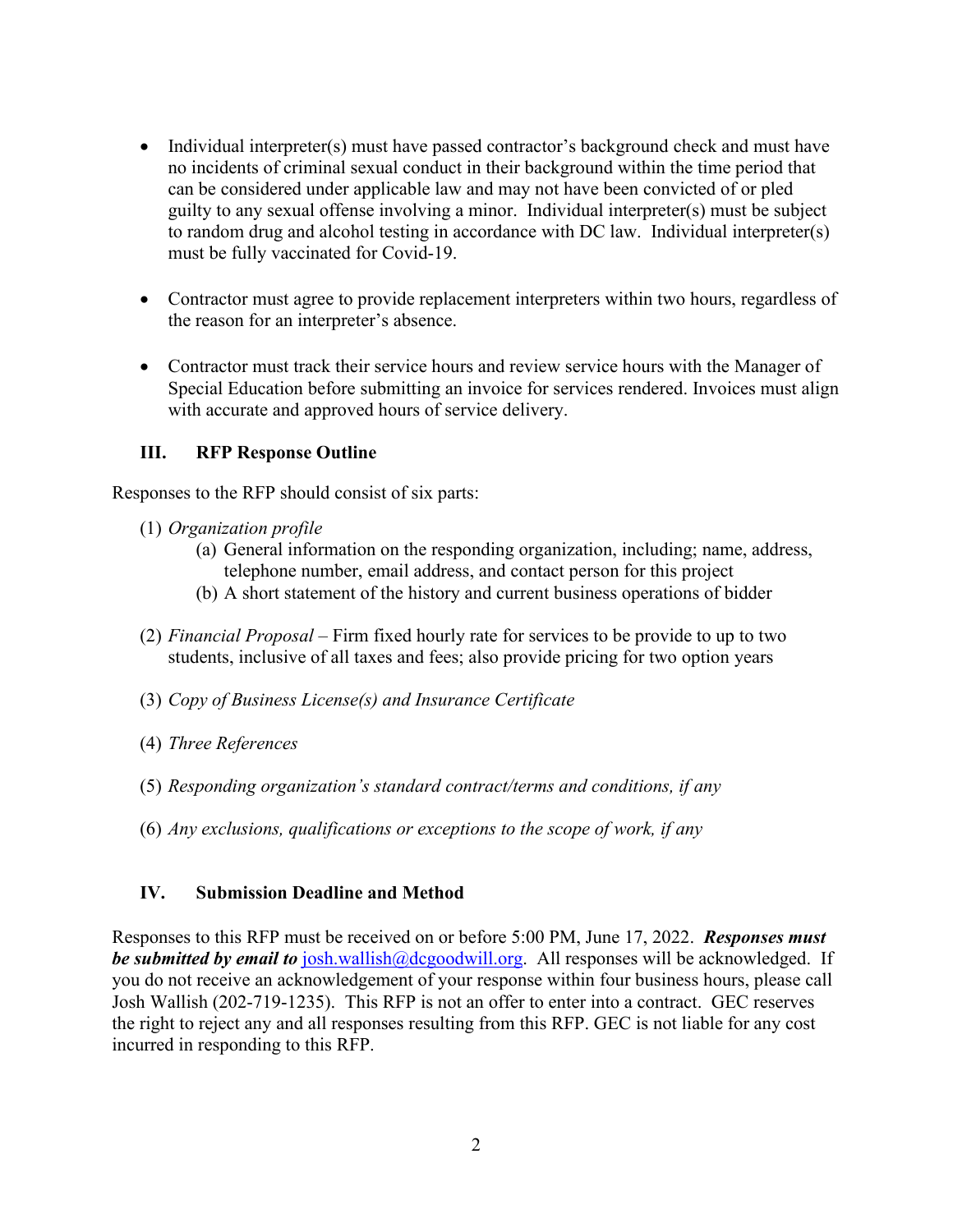- Individual interpreter(s) must have passed contractor's background check and must have no incidents of criminal sexual conduct in their background within the time period that can be considered under applicable law and may not have been convicted of or pled guilty to any sexual offense involving a minor. Individual interpreter(s) must be subject to random drug and alcohol testing in accordance with DC law. Individual interpreter(s) must be fully vaccinated for Covid-19.

- Contractor must agree to provide replacement interpreters within two hours, regardless of the reason for an interpreter's absence.

- Contractor must track their service hours and review service hours with the Manager of Special Education before submitting an invoice for services rendered. Invoices must align with accurate and approved hours of service delivery.

## III. RFP Response Outline

Responses to the RFP should consist of six parts:

(1) *Organization profile*
   (a) General information on the responding organization, including; name, address, telephone number, email address, and contact person for this project
   (b) A short statement of the history and current business operations of bidder

(2) *Financial Proposal* – Firm fixed hourly rate for services to be provide to up to two students, inclusive of all taxes and fees; also provide pricing for two option years

(3) *Copy of Business License(s) and Insurance Certificate*

(4) *Three References*

(5) *Responding organization's standard contract/terms and conditions, if any*

(6) *Any exclusions, qualifications or exceptions to the scope of work, if any*

## IV. Submission Deadline and Method

Responses to this RFP must be received on or before 5:00 PM, June 17, 2022. ***Responses must be submitted by email to*** josh.wallish@dcgoodwill.org. All responses will be acknowledged. If you do not receive an acknowledgement of your response within four business hours, please call Josh Wallish (202-719-1235). This RFP is not an offer to enter into a contract. GEC reserves the right to reject any and all responses resulting from this RFP. GEC is not liable for any cost incurred in responding to this RFP.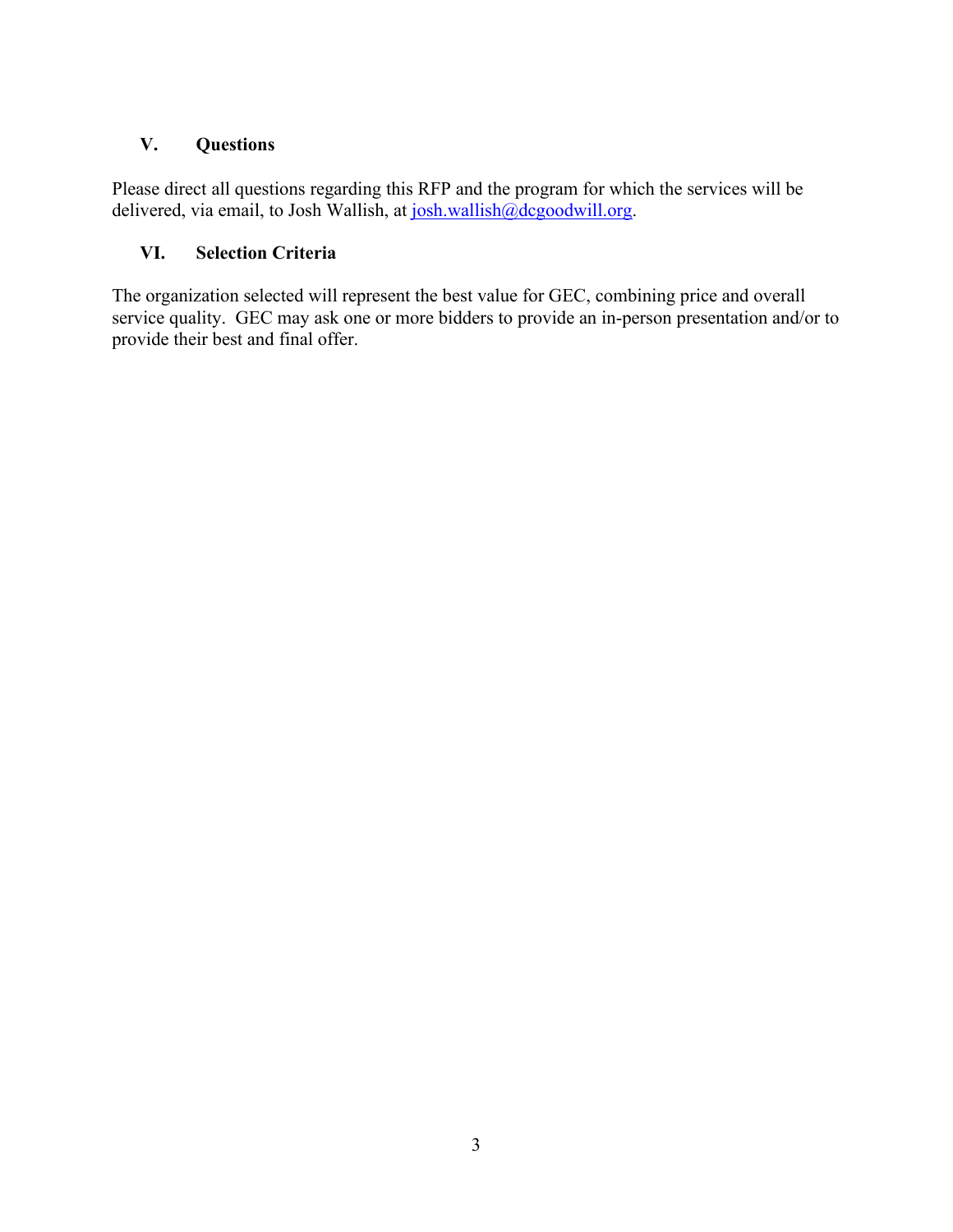## V. Questions

Please direct all questions regarding this RFP and the program for which the services will be delivered, via email, to Josh Wallish, at josh.wallish@dcgoodwill.org.

## VI. Selection Criteria

The organization selected will represent the best value for GEC, combining price and overall service quality. GEC may ask one or more bidders to provide an in-person presentation and/or to provide their best and final offer.